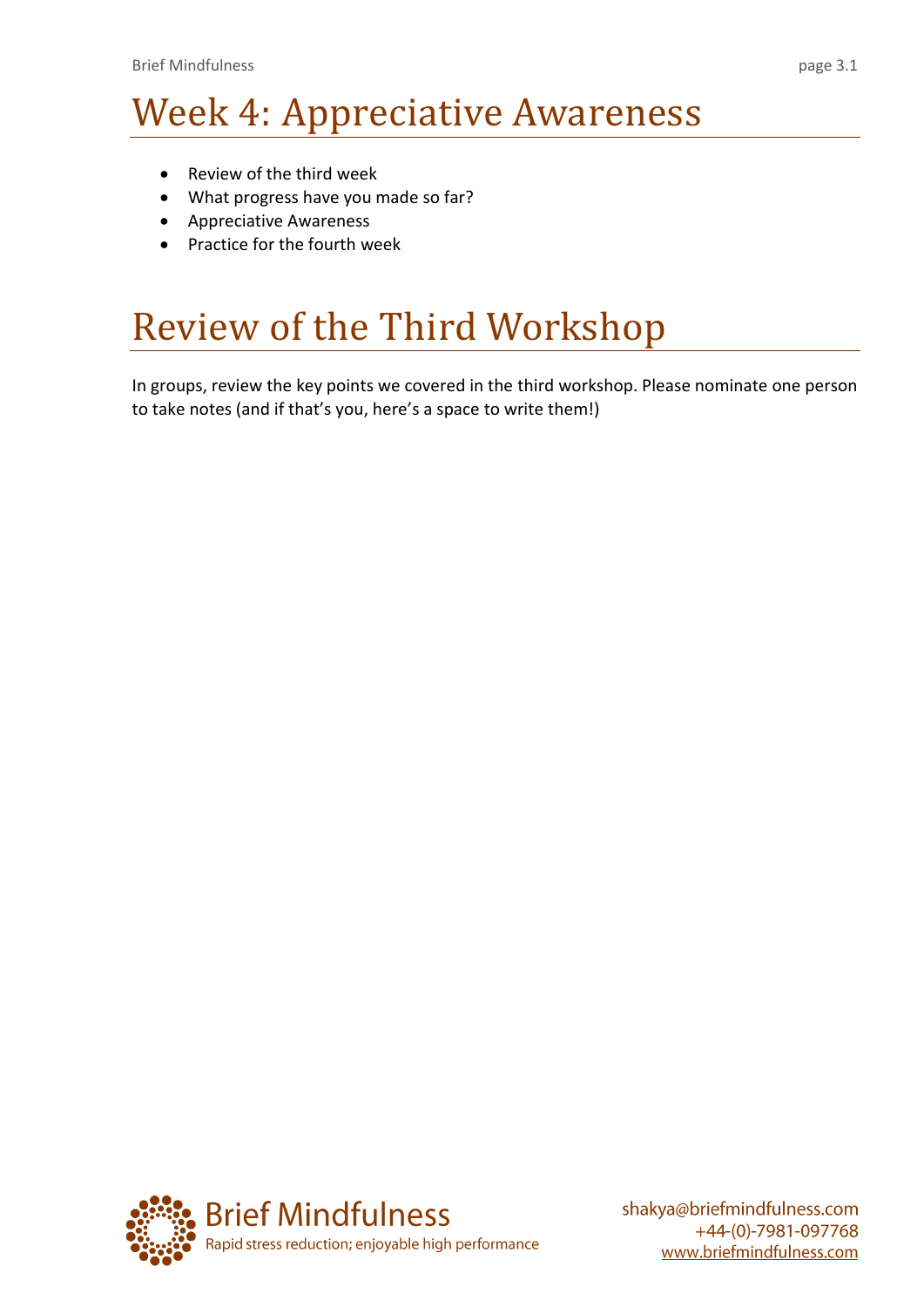# Week 4: Appreciative Awareness

- Review of the third week
- What progress have you made so far?
- Appreciative Awareness
- Practice for the fourth week

# Review of the Third Workshop

In groups, review the key points we covered in the third workshop. Please nominate one person to take notes (and if that's you, here's a space to write them!)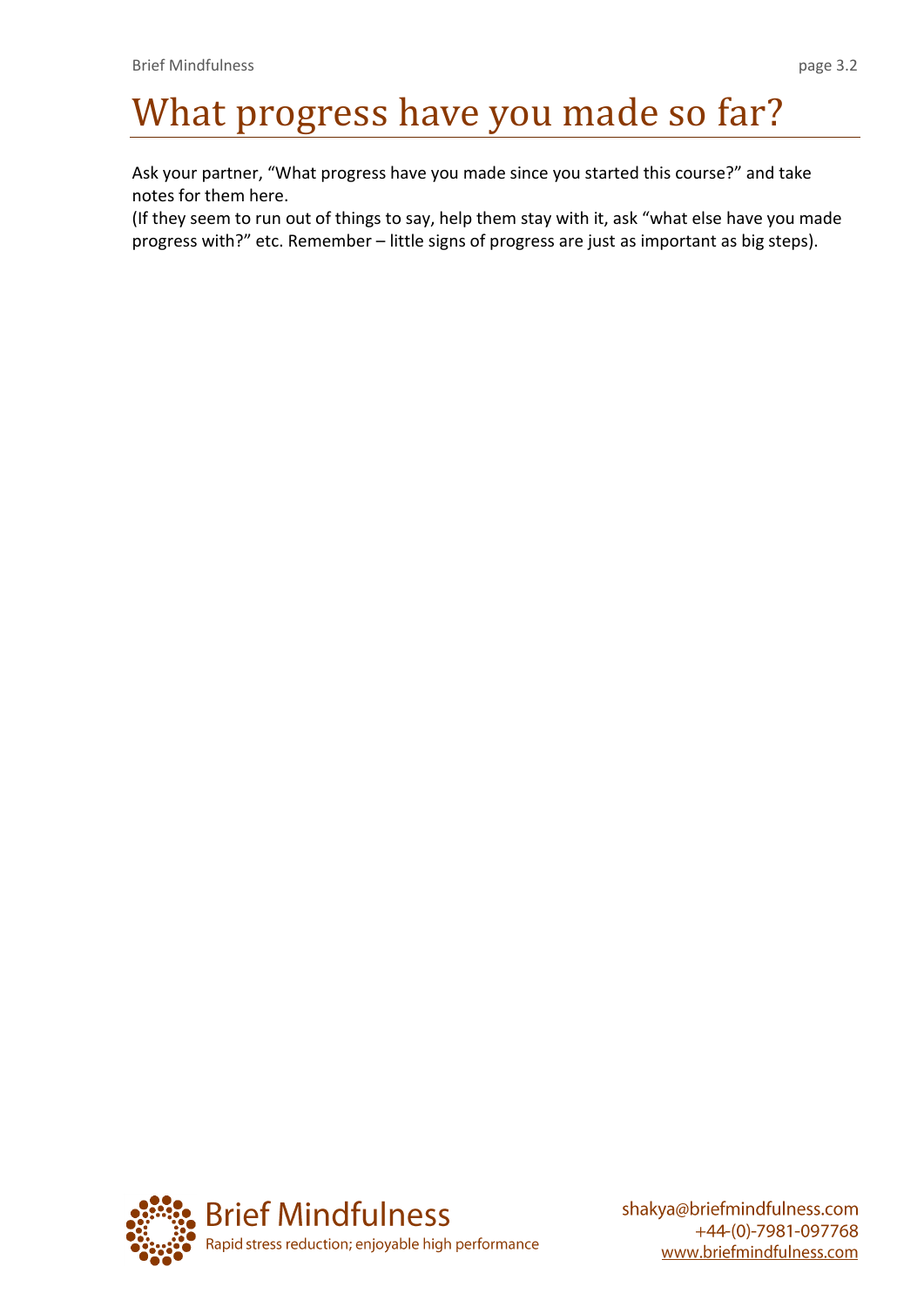# What progress have you made so far?

Ask your partner, “What progress have you made since you started this course?” and take notes for them here.

(If they seem to run out of things to say, help them stay with it, ask “what else have you made progress with?” etc. Remember – little signs of progress are just as important as big steps).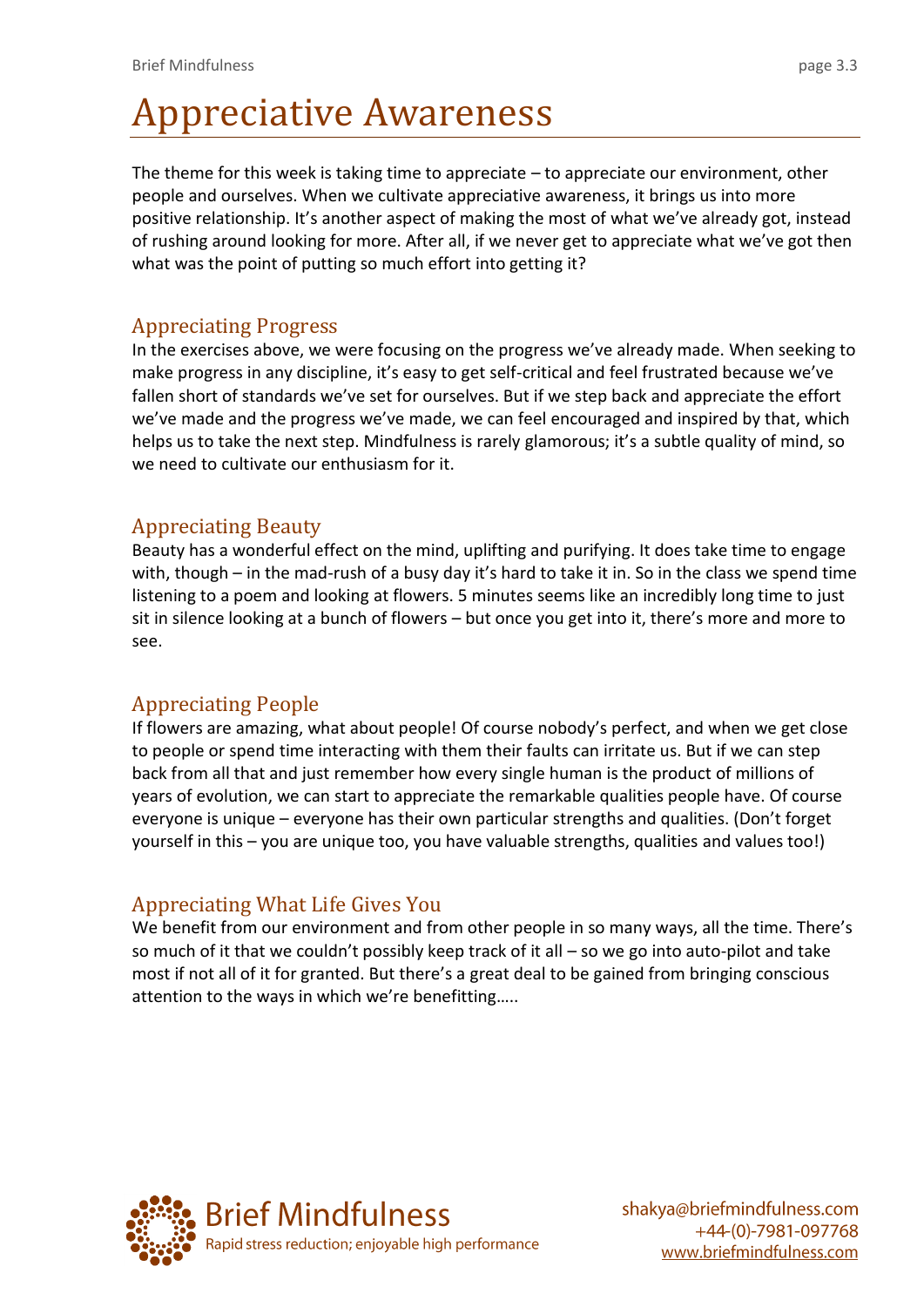# Appreciative Awareness

The theme for this week is taking time to appreciate – to appreciate our environment, other people and ourselves. When we cultivate appreciative awareness, it brings us into more positive relationship. It's another aspect of making the most of what we've already got, instead of rushing around looking for more. After all, if we never get to appreciate what we've got then what was the point of putting so much effort into getting it?

## Appreciating Progress

In the exercises above, we were focusing on the progress we've already made. When seeking to make progress in any discipline, it's easy to get self-critical and feel frustrated because we've fallen short of standards we've set for ourselves. But if we step back and appreciate the effort we've made and the progress we've made, we can feel encouraged and inspired by that, which helps us to take the next step. Mindfulness is rarely glamorous; it's a subtle quality of mind, so we need to cultivate our enthusiasm for it.

## Appreciating Beauty

Beauty has a wonderful effect on the mind, uplifting and purifying. It does take time to engage with, though – in the mad-rush of a busy day it's hard to take it in. So in the class we spend time listening to a poem and looking at flowers. 5 minutes seems like an incredibly long time to just sit in silence looking at a bunch of flowers – but once you get into it, there's more and more to see.

## Appreciating People

If flowers are amazing, what about people! Of course nobody's perfect, and when we get close to people or spend time interacting with them their faults can irritate us. But if we can step back from all that and just remember how every single human is the product of millions of years of evolution, we can start to appreciate the remarkable qualities people have. Of course everyone is unique – everyone has their own particular strengths and qualities. (Don't forget yourself in this – you are unique too, you have valuable strengths, qualities and values too!)

## Appreciating What Life Gives You

We benefit from our environment and from other people in so many ways, all the time. There's so much of it that we couldn't possibly keep track of it all – so we go into auto-pilot and take most if not all of it for granted. But there's a great deal to be gained from bringing conscious attention to the ways in which we're benefitting…..

Brief Mindfulness
Rapid stress reduction; enjoyable high performance

shakya@briefmindfulness.com
+44-(0)-7981-097768
www.briefmindfulness.com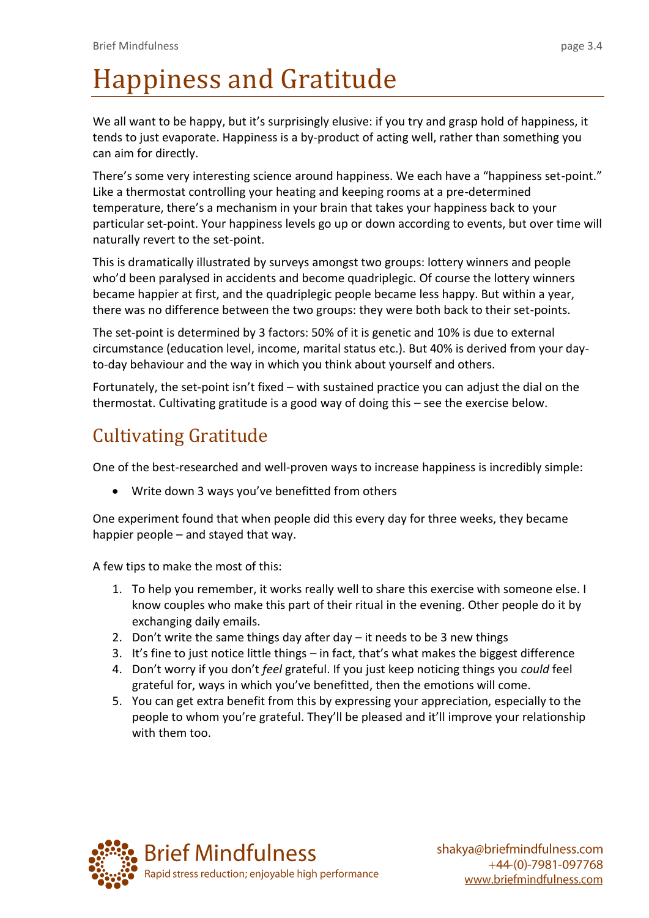# Happiness and Gratitude

We all want to be happy, but it's surprisingly elusive: if you try and grasp hold of happiness, it tends to just evaporate. Happiness is a by-product of acting well, rather than something you can aim for directly.

There's some very interesting science around happiness. We each have a "happiness set-point." Like a thermostat controlling your heating and keeping rooms at a pre-determined temperature, there's a mechanism in your brain that takes your happiness back to your particular set-point. Your happiness levels go up or down according to events, but over time will naturally revert to the set-point.

This is dramatically illustrated by surveys amongst two groups: lottery winners and people who'd been paralysed in accidents and become quadriplegic. Of course the lottery winners became happier at first, and the quadriplegic people became less happy. But within a year, there was no difference between the two groups: they were both back to their set-points.

The set-point is determined by 3 factors: 50% of it is genetic and 10% is due to external circumstance (education level, income, marital status etc.). But 40% is derived from your day-to-day behaviour and the way in which you think about yourself and others.

Fortunately, the set-point isn't fixed – with sustained practice you can adjust the dial on the thermostat. Cultivating gratitude is a good way of doing this – see the exercise below.

## Cultivating Gratitude

One of the best-researched and well-proven ways to increase happiness is incredibly simple:

- Write down 3 ways you've benefitted from others

One experiment found that when people did this every day for three weeks, they became happier people – and stayed that way.

A few tips to make the most of this:

1. To help you remember, it works really well to share this exercise with someone else. I know couples who make this part of their ritual in the evening. Other people do it by exchanging daily emails.
2. Don't write the same things day after day – it needs to be 3 new things
3. It's fine to just notice little things – in fact, that's what makes the biggest difference
4. Don't worry if you don't *feel* grateful. If you just keep noticing things you *could* feel grateful for, ways in which you've benefitted, then the emotions will come.
5. You can get extra benefit from this by expressing your appreciation, especially to the people to whom you're grateful. They'll be pleased and it'll improve your relationship with them too.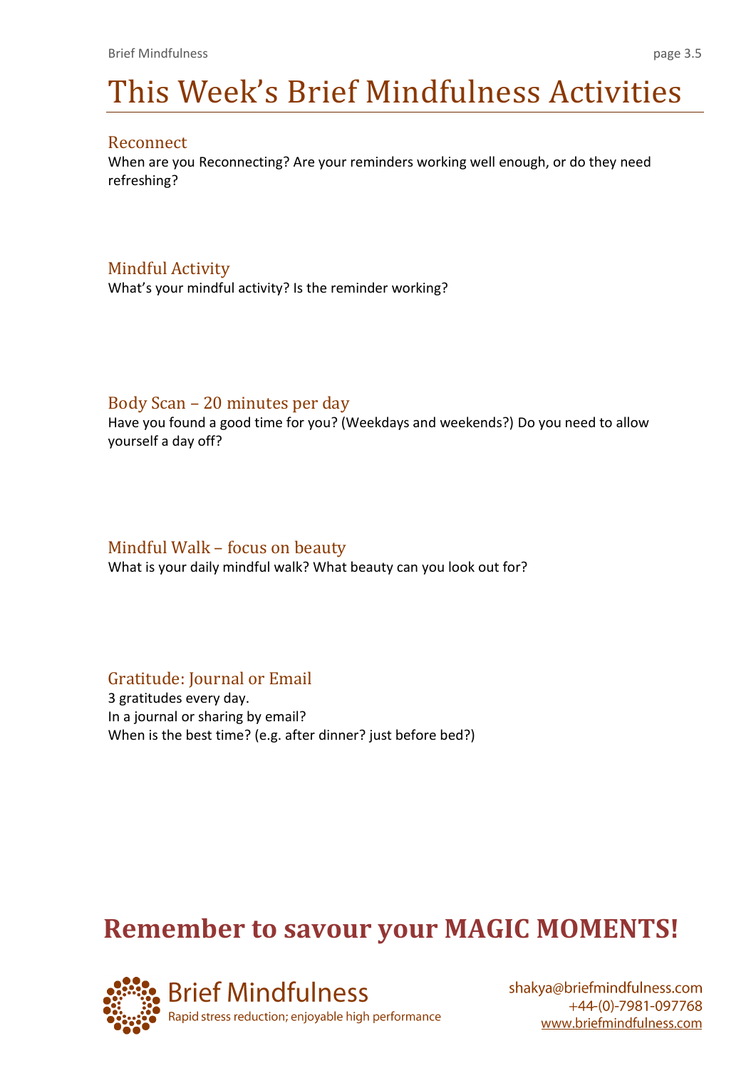# This Week's Brief Mindfulness Activities

## Reconnect

When are you Reconnecting? Are your reminders working well enough, or do they need refreshing?

## Mindful Activity

What's your mindful activity? Is the reminder working?

## Body Scan – 20 minutes per day

Have you found a good time for you? (Weekdays and weekends?) Do you need to allow yourself a day off?

## Mindful Walk – focus on beauty

What is your daily mindful walk? What beauty can you look out for?

## Gratitude: Journal or Email

3 gratitudes every day.
In a journal or sharing by email?
When is the best time? (e.g. after dinner? just before bed?)

**Remember to savour your MAGIC MOMENTS!**

Brief Mindfulness
Rapid stress reduction; enjoyable high performance

shakya@briefmindfulness.com
+44-(0)-7981-097768
www.briefmindfulness.com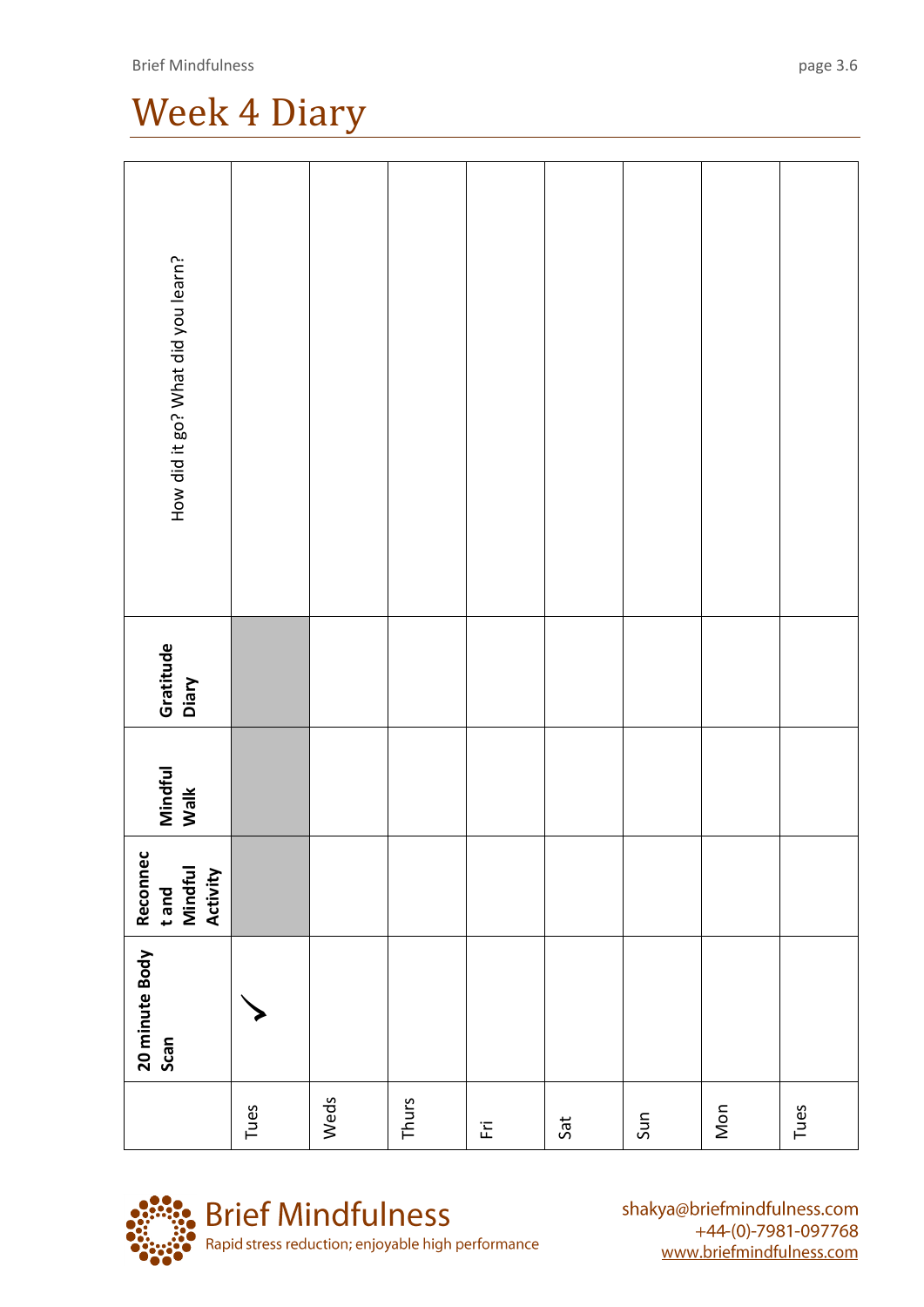# Week 4 Diary

| | 20 minute Body Scan | Reconnect and Mindful Activity | Mindful Walk | Gratitude Diary | How did it go? What did you learn? |
|---|---|---|---|---|---|
| Tues | ✓ | | | | |
| Weds | | | | | |
| Thurs | | | | | |
| Fri | | | | | |
| Sat | | | | | |
| Sun | | | | | |
| Mon | | | | | |
| Tues | | | | | |

**Brief Mindfulness**
Rapid stress reduction; enjoyable high performance

shakya@briefmindfulness.com
+44-(0)-7981-097768
www.briefmindfulness.com